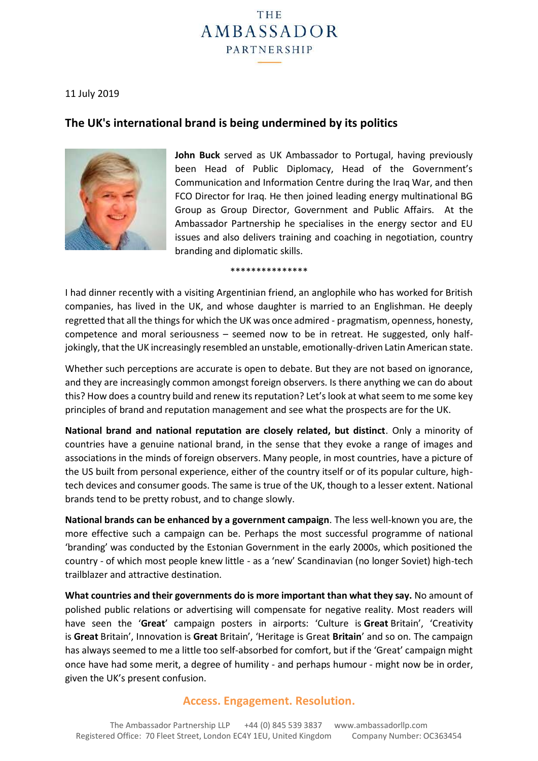THE AMBASSADOR PARTNERSHIP

11 July 2019

## The UK's international brand is being undermined by its politics

**John Buck** served as UK Ambassador to Portugal, having previously been Head of Public Diplomacy, Head of the Government's Communication and Information Centre during the Iraq War, and then FCO Director for Iraq. He then joined leading energy multinational BG Group as Group Director, Government and Public Affairs. At the Ambassador Partnership he specialises in the energy sector and EU issues and also delivers training and coaching in negotiation, country branding and diplomatic skills.

***************

I had dinner recently with a visiting Argentinian friend, an anglophile who has worked for British companies, has lived in the UK, and whose daughter is married to an Englishman. He deeply regretted that all the things for which the UK was once admired - pragmatism, openness, honesty, competence and moral seriousness – seemed now to be in retreat. He suggested, only half-jokingly, that the UK increasingly resembled an unstable, emotionally-driven Latin American state.

Whether such perceptions are accurate is open to debate. But they are not based on ignorance, and they are increasingly common amongst foreign observers. Is there anything we can do about this? How does a country build and renew its reputation? Let's look at what seem to me some key principles of brand and reputation management and see what the prospects are for the UK.

**National brand and national reputation are closely related, but distinct**. Only a minority of countries have a genuine national brand, in the sense that they evoke a range of images and associations in the minds of foreign observers. Many people, in most countries, have a picture of the US built from personal experience, either of the country itself or of its popular culture, high-tech devices and consumer goods. The same is true of the UK, though to a lesser extent. National brands tend to be pretty robust, and to change slowly.

**National brands can be enhanced by a government campaign**. The less well-known you are, the more effective such a campaign can be. Perhaps the most successful programme of national 'branding' was conducted by the Estonian Government in the early 2000s, which positioned the country - of which most people knew little - as a 'new' Scandinavian (no longer Soviet) high-tech trailblazer and attractive destination.

**What countries and their governments do is more important than what they say.** No amount of polished public relations or advertising will compensate for negative reality. Most readers will have seen the '**Great**' campaign posters in airports: 'Culture is **Great** Britain', 'Creativity is **Great** Britain', Innovation is **Great** Britain', 'Heritage is Great **Britain**' and so on. The campaign has always seemed to me a little too self-absorbed for comfort, but if the 'Great' campaign might once have had some merit, a degree of humility - and perhaps humour - might now be in order, given the UK's present confusion.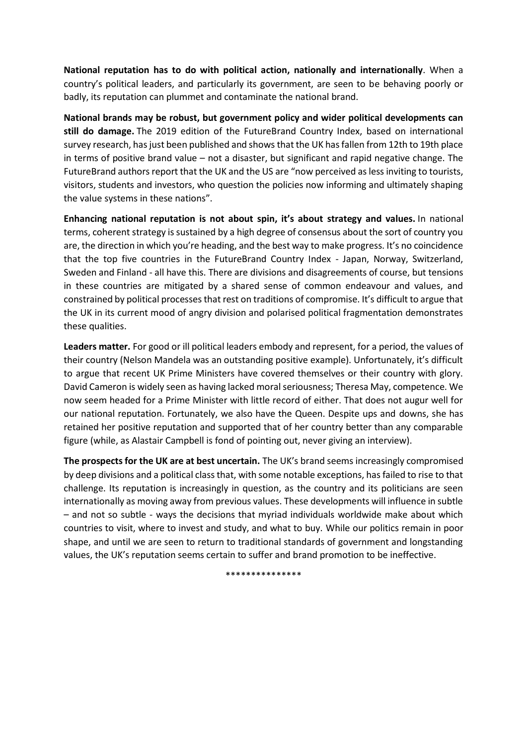**National reputation has to do with political action, nationally and internationally**. When a country's political leaders, and particularly its government, are seen to be behaving poorly or badly, its reputation can plummet and contaminate the national brand.

**National brands may be robust, but government policy and wider political developments can still do damage.** The 2019 edition of the FutureBrand Country Index, based on international survey research, has just been published and shows that the UK has fallen from 12th to 19th place in terms of positive brand value – not a disaster, but significant and rapid negative change. The FutureBrand authors report that the UK and the US are "now perceived as less inviting to tourists, visitors, students and investors, who question the policies now informing and ultimately shaping the value systems in these nations".

**Enhancing national reputation is not about spin, it's about strategy and values.** In national terms, coherent strategy is sustained by a high degree of consensus about the sort of country you are, the direction in which you're heading, and the best way to make progress. It's no coincidence that the top five countries in the FutureBrand Country Index - Japan, Norway, Switzerland, Sweden and Finland - all have this. There are divisions and disagreements of course, but tensions in these countries are mitigated by a shared sense of common endeavour and values, and constrained by political processes that rest on traditions of compromise. It's difficult to argue that the UK in its current mood of angry division and polarised political fragmentation demonstrates these qualities.

**Leaders matter.** For good or ill political leaders embody and represent, for a period, the values of their country (Nelson Mandela was an outstanding positive example). Unfortunately, it's difficult to argue that recent UK Prime Ministers have covered themselves or their country with glory. David Cameron is widely seen as having lacked moral seriousness; Theresa May, competence. We now seem headed for a Prime Minister with little record of either. That does not augur well for our national reputation. Fortunately, we also have the Queen. Despite ups and downs, she has retained her positive reputation and supported that of her country better than any comparable figure (while, as Alastair Campbell is fond of pointing out, never giving an interview).

**The prospects for the UK are at best uncertain.** The UK's brand seems increasingly compromised by deep divisions and a political class that, with some notable exceptions, has failed to rise to that challenge. Its reputation is increasingly in question, as the country and its politicians are seen internationally as moving away from previous values. These developments will influence in subtle – and not so subtle - ways the decisions that myriad individuals worldwide make about which countries to visit, where to invest and study, and what to buy. While our politics remain in poor shape, and until we are seen to return to traditional standards of government and longstanding values, the UK's reputation seems certain to suffer and brand promotion to be ineffective.

***************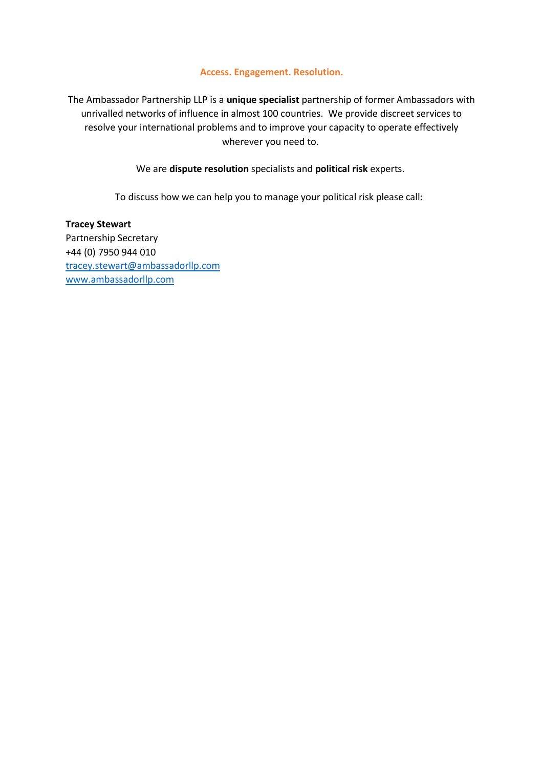**Access. Engagement. Resolution.**

The Ambassador Partnership LLP is a **unique specialist** partnership of former Ambassadors with unrivalled networks of influence in almost 100 countries. We provide discreet services to resolve your international problems and to improve your capacity to operate effectively wherever you need to.

We are **dispute resolution** specialists and **political risk** experts.

To discuss how we can help you to manage your political risk please call:

**Tracey Stewart**
Partnership Secretary
+44 (0) 7950 944 010
tracey.stewart@ambassadorllp.com
www.ambassadorllp.com